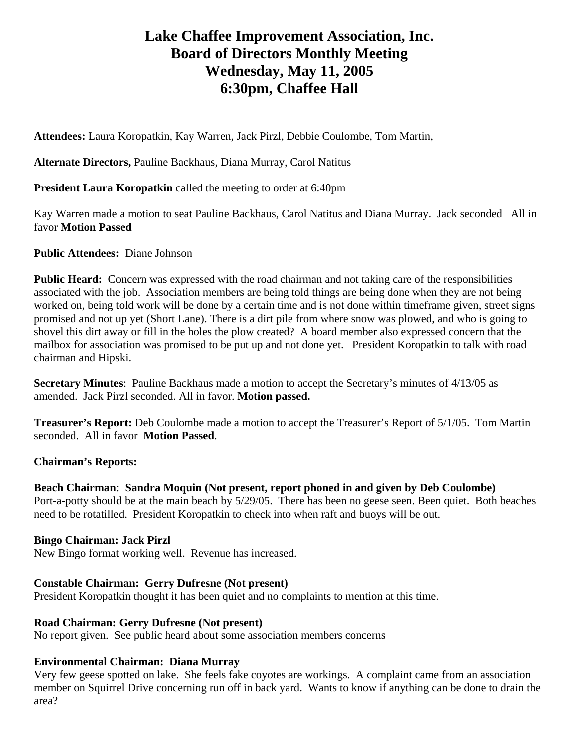# Lake Chaffee Improvement Association, Inc.
# Board of Directors Monthly Meeting
# Wednesday, May 11, 2005
# 6:30pm, Chaffee Hall

**Attendees:** Laura Koropatkin, Kay Warren, Jack Pirzl, Debbie Coulombe, Tom Martin,

**Alternate Directors,** Pauline Backhaus, Diana Murray, Carol Natitus

**President Laura Koropatkin** called the meeting to order at 6:40pm

Kay Warren made a motion to seat Pauline Backhaus, Carol Natitus and Diana Murray. Jack seconded All in favor **Motion Passed**

**Public Attendees:** Diane Johnson

**Public Heard:** Concern was expressed with the road chairman and not taking care of the responsibilities associated with the job. Association members are being told things are being done when they are not being worked on, being told work will be done by a certain time and is not done within timeframe given, street signs promised and not up yet (Short Lane). There is a dirt pile from where snow was plowed, and who is going to shovel this dirt away or fill in the holes the plow created? A board member also expressed concern that the mailbox for association was promised to be put up and not done yet. President Koropatkin to talk with road chairman and Hipski.

**Secretary Minutes**: Pauline Backhaus made a motion to accept the Secretary's minutes of 4/13/05 as amended. Jack Pirzl seconded. All in favor. **Motion passed.**

**Treasurer's Report:** Deb Coulombe made a motion to accept the Treasurer's Report of 5/1/05. Tom Martin seconded. All in favor **Motion Passed**.

**Chairman's Reports:**

**Beach Chairman**: **Sandra Moquin (Not present, report phoned in and given by Deb Coulombe)**
Port-a-potty should be at the main beach by 5/29/05. There has been no geese seen. Been quiet. Both beaches need to be rotatilled. President Koropatkin to check into when raft and buoys will be out.

**Bingo Chairman: Jack Pirzl**
New Bingo format working well. Revenue has increased.

**Constable Chairman: Gerry Dufresne (Not present)**
President Koropatkin thought it has been quiet and no complaints to mention at this time.

**Road Chairman: Gerry Dufresne (Not present)**
No report given. See public heard about some association members concerns

**Environmental Chairman: Diana Murray**
Very few geese spotted on lake. She feels fake coyotes are workings. A complaint came from an association member on Squirrel Drive concerning run off in back yard. Wants to know if anything can be done to drain the area?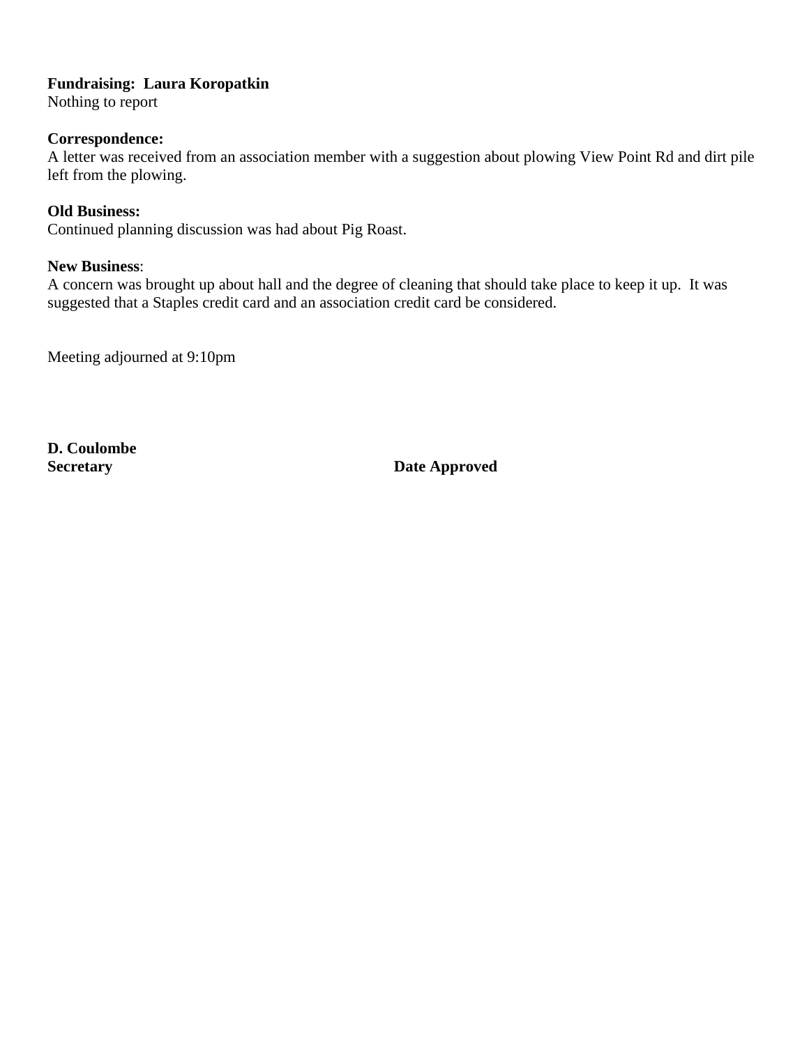**Fundraising: Laura Koropatkin**
Nothing to report

**Correspondence:**
A letter was received from an association member with a suggestion about plowing View Point Rd and dirt pile left from the plowing.

**Old Business:**
Continued planning discussion was had about Pig Roast.

**New Business**:
A concern was brought up about hall and the degree of cleaning that should take place to keep it up. It was suggested that a Staples credit card and an association credit card be considered.

Meeting adjourned at 9:10pm

**D. Coulombe**
**Secretary** **Date Approved**